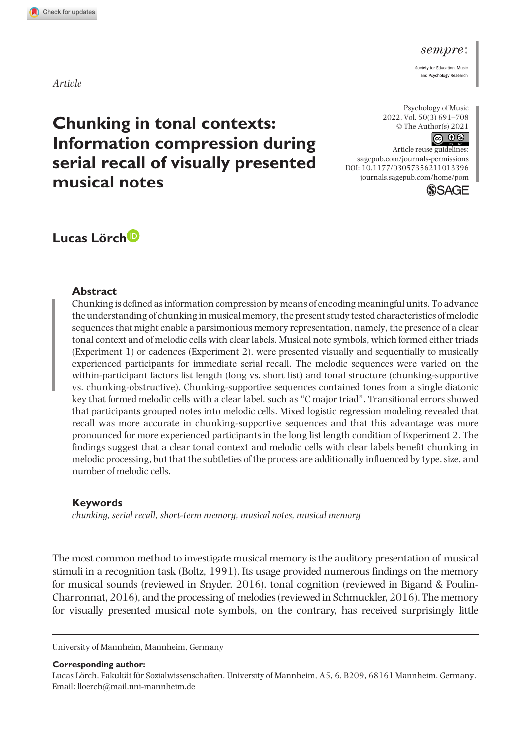Article

# Chunking in tonal contexts: Information compression during serial recall of visually presented musical notes

**Lucas Lörch**

## Abstract

Chunking is defined as information compression by means of encoding meaningful units. To advance the understanding of chunking in musical memory, the present study tested characteristics of melodic sequences that might enable a parsimonious memory representation, namely, the presence of a clear tonal context and of melodic cells with clear labels. Musical note symbols, which formed either triads (Experiment 1) or cadences (Experiment 2), were presented visually and sequentially to musically experienced participants for immediate serial recall. The melodic sequences were varied on the within-participant factors list length (long vs. short list) and tonal structure (chunking-supportive vs. chunking-obstructive). Chunking-supportive sequences contained tones from a single diatonic key that formed melodic cells with a clear label, such as "C major triad". Transitional errors showed that participants grouped notes into melodic cells. Mixed logistic regression modeling revealed that recall was more accurate in chunking-supportive sequences and that this advantage was more pronounced for more experienced participants in the long list length condition of Experiment 2. The findings suggest that a clear tonal context and melodic cells with clear labels benefit chunking in melodic processing, but that the subtleties of the process are additionally influenced by type, size, and number of melodic cells.

## Keywords

*chunking, serial recall, short-term memory, musical notes, musical memory*

The most common method to investigate musical memory is the auditory presentation of musical stimuli in a recognition task (Boltz, 1991). Its usage provided numerous findings on the memory for musical sounds (reviewed in Snyder, 2016), tonal cognition (reviewed in Bigand & Poulin-Charronnat, 2016), and the processing of melodies (reviewed in Schmuckler, 2016). The memory for visually presented musical note symbols, on the contrary, has received surprisingly little

University of Mannheim, Mannheim, Germany

**Corresponding author:**
Lucas Lörch, Fakultät für Sozialwissenschaften, University of Mannheim, A5, 6, B209, 68161 Mannheim, Germany.
Email: lloerch@mail.uni-mannheim.de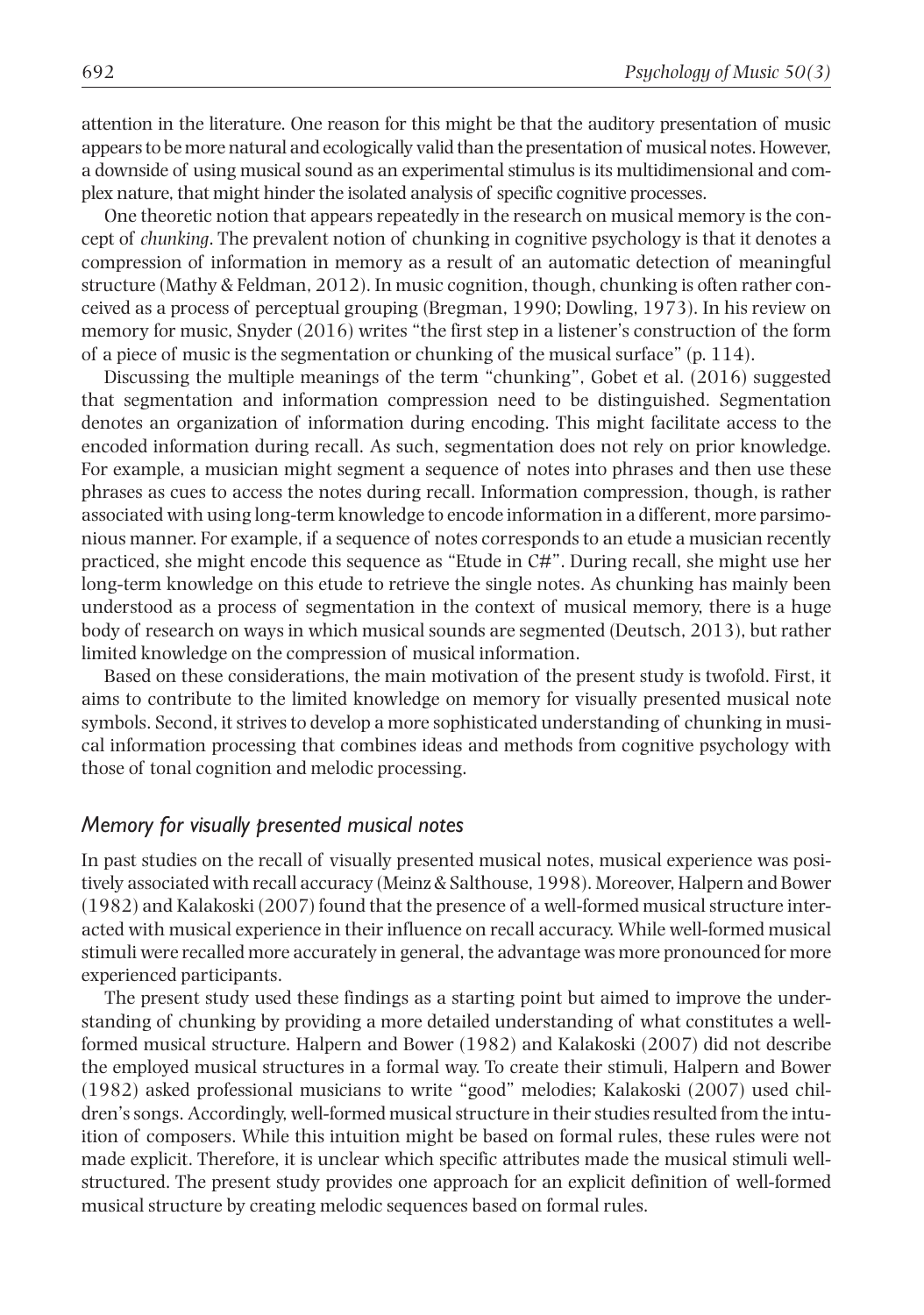attention in the literature. One reason for this might be that the auditory presentation of music appears to be more natural and ecologically valid than the presentation of musical notes. However, a downside of using musical sound as an experimental stimulus is its multidimensional and complex nature, that might hinder the isolated analysis of specific cognitive processes.

One theoretic notion that appears repeatedly in the research on musical memory is the concept of *chunking*. The prevalent notion of chunking in cognitive psychology is that it denotes a compression of information in memory as a result of an automatic detection of meaningful structure (Mathy & Feldman, 2012). In music cognition, though, chunking is often rather conceived as a process of perceptual grouping (Bregman, 1990; Dowling, 1973). In his review on memory for music, Snyder (2016) writes "the first step in a listener's construction of the form of a piece of music is the segmentation or chunking of the musical surface" (p. 114).

Discussing the multiple meanings of the term "chunking", Gobet et al. (2016) suggested that segmentation and information compression need to be distinguished. Segmentation denotes an organization of information during encoding. This might facilitate access to the encoded information during recall. As such, segmentation does not rely on prior knowledge. For example, a musician might segment a sequence of notes into phrases and then use these phrases as cues to access the notes during recall. Information compression, though, is rather associated with using long-term knowledge to encode information in a different, more parsimonious manner. For example, if a sequence of notes corresponds to an etude a musician recently practiced, she might encode this sequence as "Etude in C#". During recall, she might use her long-term knowledge on this etude to retrieve the single notes. As chunking has mainly been understood as a process of segmentation in the context of musical memory, there is a huge body of research on ways in which musical sounds are segmented (Deutsch, 2013), but rather limited knowledge on the compression of musical information.

Based on these considerations, the main motivation of the present study is twofold. First, it aims to contribute to the limited knowledge on memory for visually presented musical note symbols. Second, it strives to develop a more sophisticated understanding of chunking in musical information processing that combines ideas and methods from cognitive psychology with those of tonal cognition and melodic processing.

## *Memory for visually presented musical notes*

In past studies on the recall of visually presented musical notes, musical experience was positively associated with recall accuracy (Meinz & Salthouse, 1998). Moreover, Halpern and Bower (1982) and Kalakoski (2007) found that the presence of a well-formed musical structure interacted with musical experience in their influence on recall accuracy. While well-formed musical stimuli were recalled more accurately in general, the advantage was more pronounced for more experienced participants.

The present study used these findings as a starting point but aimed to improve the understanding of chunking by providing a more detailed understanding of what constitutes a well-formed musical structure. Halpern and Bower (1982) and Kalakoski (2007) did not describe the employed musical structures in a formal way. To create their stimuli, Halpern and Bower (1982) asked professional musicians to write "good" melodies; Kalakoski (2007) used children's songs. Accordingly, well-formed musical structure in their studies resulted from the intuition of composers. While this intuition might be based on formal rules, these rules were not made explicit. Therefore, it is unclear which specific attributes made the musical stimuli well-structured. The present study provides one approach for an explicit definition of well-formed musical structure by creating melodic sequences based on formal rules.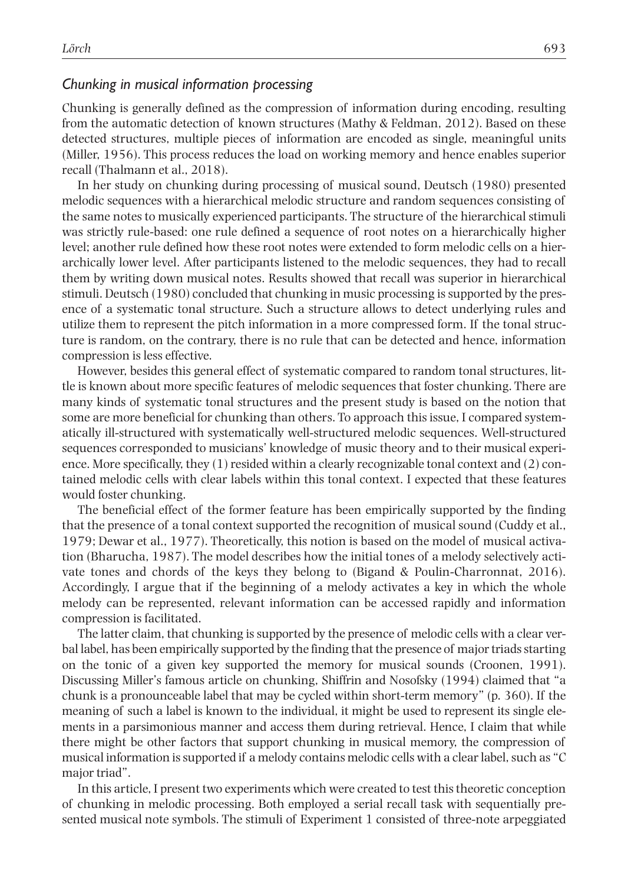### *Chunking in musical information processing*

Chunking is generally defined as the compression of information during encoding, resulting from the automatic detection of known structures (Mathy & Feldman, 2012). Based on these detected structures, multiple pieces of information are encoded as single, meaningful units (Miller, 1956). This process reduces the load on working memory and hence enables superior recall (Thalmann et al., 2018).

In her study on chunking during processing of musical sound, Deutsch (1980) presented melodic sequences with a hierarchical melodic structure and random sequences consisting of the same notes to musically experienced participants. The structure of the hierarchical stimuli was strictly rule-based: one rule defined a sequence of root notes on a hierarchically higher level; another rule defined how these root notes were extended to form melodic cells on a hierarchically lower level. After participants listened to the melodic sequences, they had to recall them by writing down musical notes. Results showed that recall was superior in hierarchical stimuli. Deutsch (1980) concluded that chunking in music processing is supported by the presence of a systematic tonal structure. Such a structure allows to detect underlying rules and utilize them to represent the pitch information in a more compressed form. If the tonal structure is random, on the contrary, there is no rule that can be detected and hence, information compression is less effective.

However, besides this general effect of systematic compared to random tonal structures, little is known about more specific features of melodic sequences that foster chunking. There are many kinds of systematic tonal structures and the present study is based on the notion that some are more beneficial for chunking than others. To approach this issue, I compared systematically ill-structured with systematically well-structured melodic sequences. Well-structured sequences corresponded to musicians' knowledge of music theory and to their musical experience. More specifically, they (1) resided within a clearly recognizable tonal context and (2) contained melodic cells with clear labels within this tonal context. I expected that these features would foster chunking.

The beneficial effect of the former feature has been empirically supported by the finding that the presence of a tonal context supported the recognition of musical sound (Cuddy et al., 1979; Dewar et al., 1977). Theoretically, this notion is based on the model of musical activation (Bharucha, 1987). The model describes how the initial tones of a melody selectively activate tones and chords of the keys they belong to (Bigand & Poulin-Charronnat, 2016). Accordingly, I argue that if the beginning of a melody activates a key in which the whole melody can be represented, relevant information can be accessed rapidly and information compression is facilitated.

The latter claim, that chunking is supported by the presence of melodic cells with a clear verbal label, has been empirically supported by the finding that the presence of major triads starting on the tonic of a given key supported the memory for musical sounds (Croonen, 1991). Discussing Miller's famous article on chunking, Shiffrin and Nosofsky (1994) claimed that "a chunk is a pronounceable label that may be cycled within short-term memory" (p. 360). If the meaning of such a label is known to the individual, it might be used to represent its single elements in a parsimonious manner and access them during retrieval. Hence, I claim that while there might be other factors that support chunking in musical memory, the compression of musical information is supported if a melody contains melodic cells with a clear label, such as "C major triad".

In this article, I present two experiments which were created to test this theoretic conception of chunking in melodic processing. Both employed a serial recall task with sequentially presented musical note symbols. The stimuli of Experiment 1 consisted of three-note arpeggiated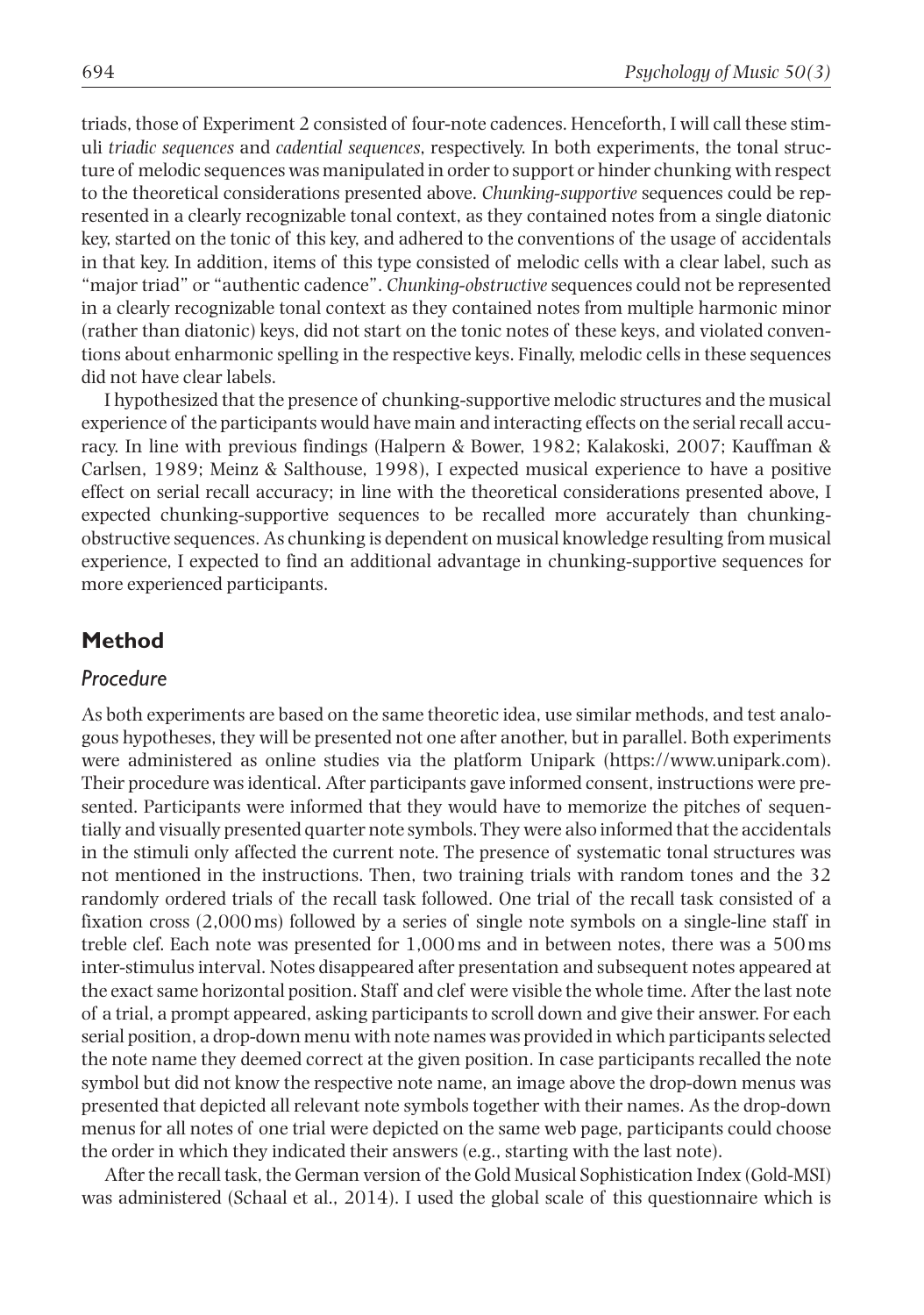triads, those of Experiment 2 consisted of four-note cadences. Henceforth, I will call these stimuli *triadic sequences* and *cadential sequences*, respectively. In both experiments, the tonal structure of melodic sequences was manipulated in order to support or hinder chunking with respect to the theoretical considerations presented above. *Chunking-supportive* sequences could be represented in a clearly recognizable tonal context, as they contained notes from a single diatonic key, started on the tonic of this key, and adhered to the conventions of the usage of accidentals in that key. In addition, items of this type consisted of melodic cells with a clear label, such as "major triad" or "authentic cadence". *Chunking-obstructive* sequences could not be represented in a clearly recognizable tonal context as they contained notes from multiple harmonic minor (rather than diatonic) keys, did not start on the tonic notes of these keys, and violated conventions about enharmonic spelling in the respective keys. Finally, melodic cells in these sequences did not have clear labels.

I hypothesized that the presence of chunking-supportive melodic structures and the musical experience of the participants would have main and interacting effects on the serial recall accuracy. In line with previous findings (Halpern & Bower, 1982; Kalakoski, 2007; Kauffman & Carlsen, 1989; Meinz & Salthouse, 1998), I expected musical experience to have a positive effect on serial recall accuracy; in line with the theoretical considerations presented above, I expected chunking-supportive sequences to be recalled more accurately than chunking-obstructive sequences. As chunking is dependent on musical knowledge resulting from musical experience, I expected to find an additional advantage in chunking-supportive sequences for more experienced participants.

## Method

### Procedure

As both experiments are based on the same theoretic idea, use similar methods, and test analogous hypotheses, they will be presented not one after another, but in parallel. Both experiments were administered as online studies via the platform Unipark (https://www.unipark.com). Their procedure was identical. After participants gave informed consent, instructions were presented. Participants were informed that they would have to memorize the pitches of sequentially and visually presented quarter note symbols. They were also informed that the accidentals in the stimuli only affected the current note. The presence of systematic tonal structures was not mentioned in the instructions. Then, two training trials with random tones and the 32 randomly ordered trials of the recall task followed. One trial of the recall task consisted of a fixation cross (2,000 ms) followed by a series of single note symbols on a single-line staff in treble clef. Each note was presented for 1,000 ms and in between notes, there was a 500 ms inter-stimulus interval. Notes disappeared after presentation and subsequent notes appeared at the exact same horizontal position. Staff and clef were visible the whole time. After the last note of a trial, a prompt appeared, asking participants to scroll down and give their answer. For each serial position, a drop-down menu with note names was provided in which participants selected the note name they deemed correct at the given position. In case participants recalled the note symbol but did not know the respective note name, an image above the drop-down menus was presented that depicted all relevant note symbols together with their names. As the drop-down menus for all notes of one trial were depicted on the same web page, participants could choose the order in which they indicated their answers (e.g., starting with the last note).

After the recall task, the German version of the Gold Musical Sophistication Index (Gold-MSI) was administered (Schaal et al., 2014). I used the global scale of this questionnaire which is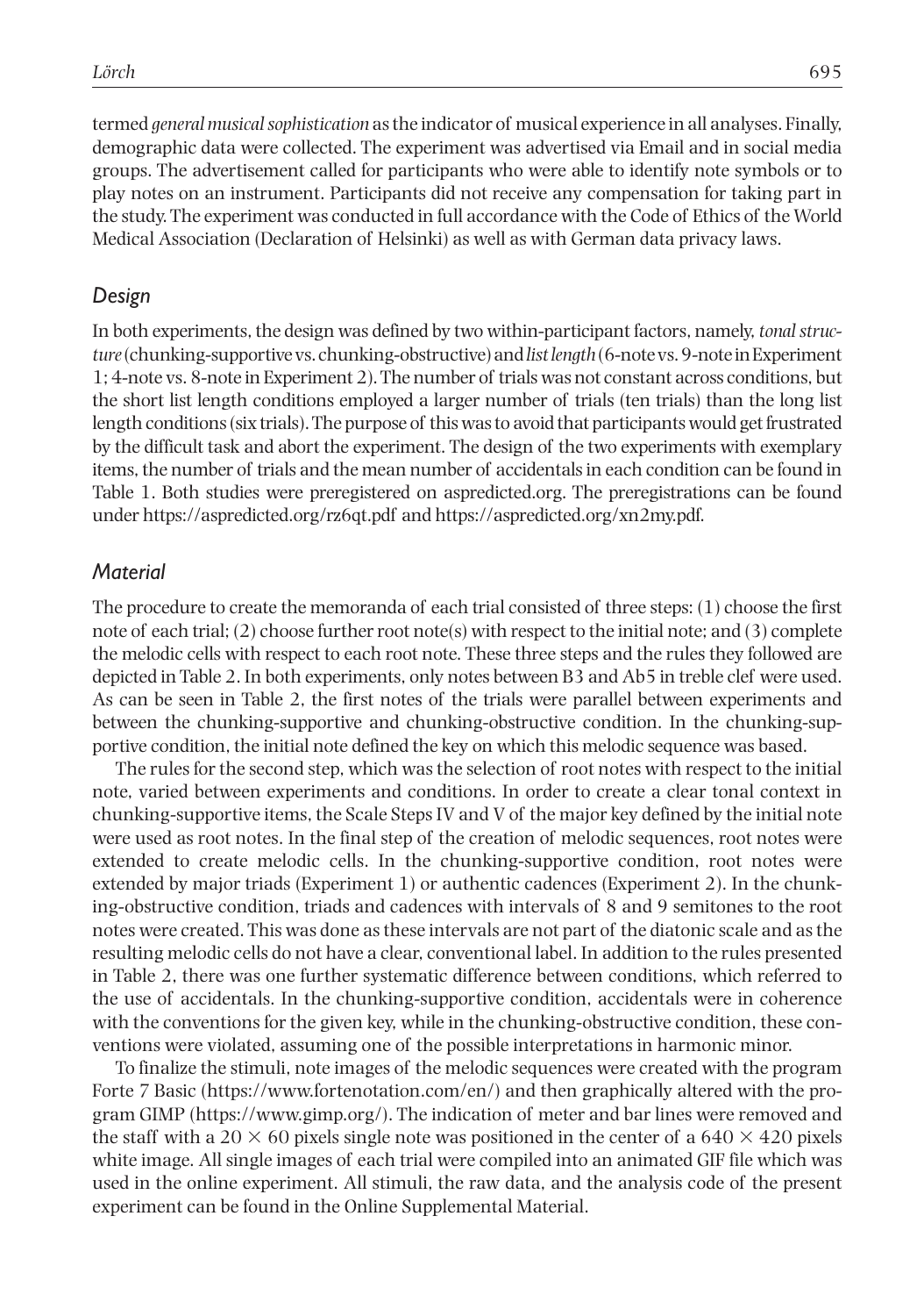termed *general musical sophistication* as the indicator of musical experience in all analyses. Finally, demographic data were collected. The experiment was advertised via Email and in social media groups. The advertisement called for participants who were able to identify note symbols or to play notes on an instrument. Participants did not receive any compensation for taking part in the study. The experiment was conducted in full accordance with the Code of Ethics of the World Medical Association (Declaration of Helsinki) as well as with German data privacy laws.

## *Design*

In both experiments, the design was defined by two within-participant factors, namely, *tonal structure* (chunking-supportive vs. chunking-obstructive) and *list length* (6-note vs. 9-note in Experiment 1; 4-note vs. 8-note in Experiment 2). The number of trials was not constant across conditions, but the short list length conditions employed a larger number of trials (ten trials) than the long list length conditions (six trials). The purpose of this was to avoid that participants would get frustrated by the difficult task and abort the experiment. The design of the two experiments with exemplary items, the number of trials and the mean number of accidentals in each condition can be found in Table 1. Both studies were preregistered on aspredicted.org. The preregistrations can be found under https://aspredicted.org/rz6qt.pdf and https://aspredicted.org/xn2my.pdf.

## *Material*

The procedure to create the memoranda of each trial consisted of three steps: (1) choose the first note of each trial; (2) choose further root note(s) with respect to the initial note; and (3) complete the melodic cells with respect to each root note. These three steps and the rules they followed are depicted in Table 2. In both experiments, only notes between B3 and Ab5 in treble clef were used. As can be seen in Table 2, the first notes of the trials were parallel between experiments and between the chunking-supportive and chunking-obstructive condition. In the chunking-supportive condition, the initial note defined the key on which this melodic sequence was based.

The rules for the second step, which was the selection of root notes with respect to the initial note, varied between experiments and conditions. In order to create a clear tonal context in chunking-supportive items, the Scale Steps IV and V of the major key defined by the initial note were used as root notes. In the final step of the creation of melodic sequences, root notes were extended to create melodic cells. In the chunking-supportive condition, root notes were extended by major triads (Experiment 1) or authentic cadences (Experiment 2). In the chunking-obstructive condition, triads and cadences with intervals of 8 and 9 semitones to the root notes were created. This was done as these intervals are not part of the diatonic scale and as the resulting melodic cells do not have a clear, conventional label. In addition to the rules presented in Table 2, there was one further systematic difference between conditions, which referred to the use of accidentals. In the chunking-supportive condition, accidentals were in coherence with the conventions for the given key, while in the chunking-obstructive condition, these conventions were violated, assuming one of the possible interpretations in harmonic minor.

To finalize the stimuli, note images of the melodic sequences were created with the program Forte 7 Basic (https://www.fortenotation.com/en/) and then graphically altered with the program GIMP (https://www.gimp.org/). The indication of meter and bar lines were removed and the staff with a $20 \times 60$ pixels single note was positioned in the center of a $640 \times 420$ pixels white image. All single images of each trial were compiled into an animated GIF file which was used in the online experiment. All stimuli, the raw data, and the analysis code of the present experiment can be found in the Online Supplemental Material.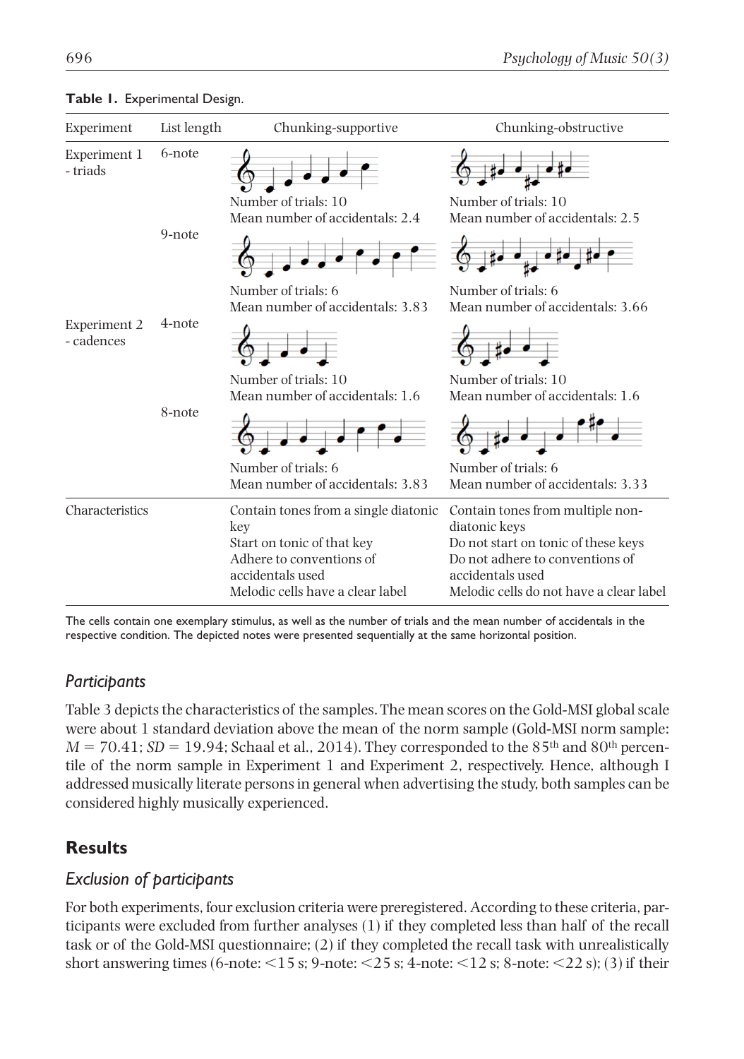**Table 1.** Experimental Design.

| Experiment | List length | Chunking-supportive | Chunking-obstructive |
|---|---|---|---|
| Experiment 1 - triads | 6-note | Number of trials: 10<br>Mean number of accidentals: 2.4 | Number of trials: 10<br>Mean number of accidentals: 2.5 |
| | 9-note | Number of trials: 6<br>Mean number of accidentals: 3.83 | Number of trials: 6<br>Mean number of accidentals: 3.66 |
| Experiment 2 - cadences | 4-note | Number of trials: 10<br>Mean number of accidentals: 1.6 | Number of trials: 10<br>Mean number of accidentals: 1.6 |
| | 8-note | Number of trials: 6<br>Mean number of accidentals: 3.83 | Number of trials: 6<br>Mean number of accidentals: 3.33 |
| Characteristics | | Contain tones from a single diatonic key<br>Start on tonic of that key<br>Adhere to conventions of accidentals used<br>Melodic cells have a clear label | Contain tones from multiple non-diatonic keys<br>Do not start on tonic of these keys<br>Do not adhere to conventions of accidentals used<br>Melodic cells do not have a clear label |

The cells contain one exemplary stimulus, as well as the number of trials and the mean number of accidentals in the respective condition. The depicted notes were presented sequentially at the same horizontal position.

### *Participants*

Table 3 depicts the characteristics of the samples. The mean scores on the Gold-MSI global scale were about 1 standard deviation above the mean of the norm sample (Gold-MSI norm sample: $M = 70.41$; $SD = 19.94$; Schaal et al., 2014). They corresponded to the 85th and 80th percentile of the norm sample in Experiment 1 and Experiment 2, respectively. Hence, although I addressed musically literate persons in general when advertising the study, both samples can be considered highly musically experienced.

## **Results**

### *Exclusion of participants*

For both experiments, four exclusion criteria were preregistered. According to these criteria, participants were excluded from further analyses (1) if they completed less than half of the recall task or of the Gold-MSI questionnaire; (2) if they completed the recall task with unrealistically short answering times (6-note: <15 s; 9-note: <25 s; 4-note: <12 s; 8-note: <22 s); (3) if their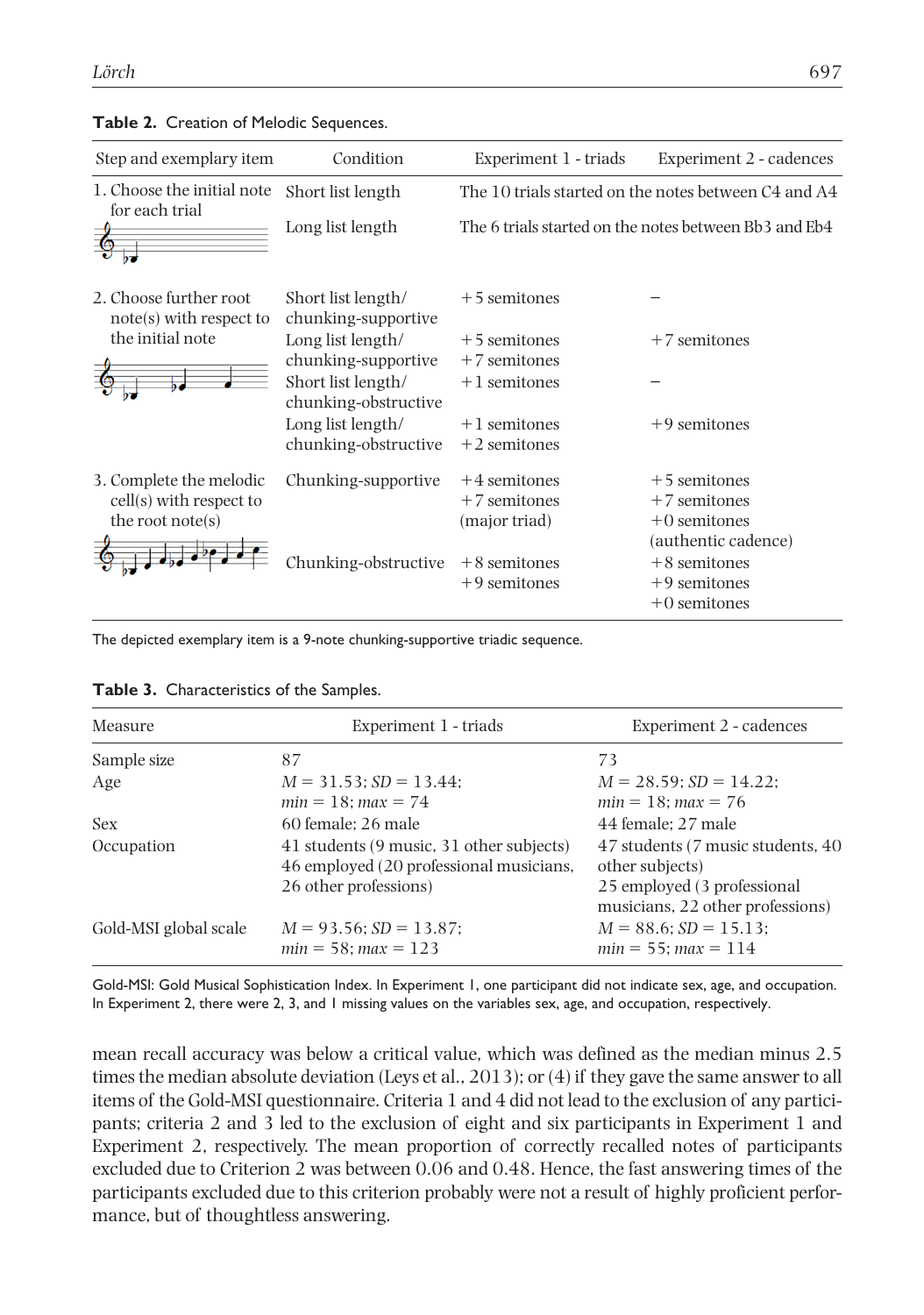**Table 2.** Creation of Melodic Sequences.

| Step and exemplary item | Condition | Experiment 1 - triads | Experiment 2 - cadences |
|---|---|---|---|
| 1. Choose the initial note for each trial | Short list length | The 10 trials started on the notes between C4 and A4 | |
| | Long list length | The 6 trials started on the notes between Bb3 and Eb4 | |
| 2. Choose further root note(s) with respect to the initial note | Short list length/ chunking-supportive | +5 semitones | – |
| | Long list length/ chunking-supportive | +5 semitones +7 semitones | +7 semitones |
| | Short list length/ chunking-obstructive | +1 semitones | – |
| | Long list length/ chunking-obstructive | +1 semitones +2 semitones | +9 semitones |
| 3. Complete the melodic cell(s) with respect to the root note(s) | Chunking-supportive | +4 semitones +7 semitones (major triad) | +5 semitones +7 semitones +0 semitones (authentic cadence) |
| | Chunking-obstructive | +8 semitones +9 semitones | +8 semitones +9 semitones +0 semitones |

The depicted exemplary item is a 9-note chunking-supportive triadic sequence.

**Table 3.** Characteristics of the Samples.

| Measure | Experiment 1 - triads | Experiment 2 - cadences |
|---|---|---|
| Sample size | 87 | 73 |
| Age | $M = 31.53$; $SD = 13.44$; $min = 18$; $max = 74$ | $M = 28.59$; $SD = 14.22$; $min = 18$; $max = 76$ |
| Sex | 60 female; 26 male | 44 female; 27 male |
| Occupation | 41 students (9 music, 31 other subjects) 46 employed (20 professional musicians, 26 other professions) | 47 students (7 music students, 40 other subjects) 25 employed (3 professional musicians, 22 other professions) |
| Gold-MSI global scale | $M = 93.56$; $SD = 13.87$; $min = 58$; $max = 123$ | $M = 88.6$; $SD = 15.13$; $min = 55$; $max = 114$ |

Gold-MSI: Gold Musical Sophistication Index. In Experiment 1, one participant did not indicate sex, age, and occupation. In Experiment 2, there were 2, 3, and 1 missing values on the variables sex, age, and occupation, respectively.

mean recall accuracy was below a critical value, which was defined as the median minus 2.5 times the median absolute deviation (Leys et al., 2013); or (4) if they gave the same answer to all items of the Gold-MSI questionnaire. Criteria 1 and 4 did not lead to the exclusion of any participants; criteria 2 and 3 led to the exclusion of eight and six participants in Experiment 1 and Experiment 2, respectively. The mean proportion of correctly recalled notes of participants excluded due to Criterion 2 was between 0.06 and 0.48. Hence, the fast answering times of the participants excluded due to this criterion probably were not a result of highly proficient performance, but of thoughtless answering.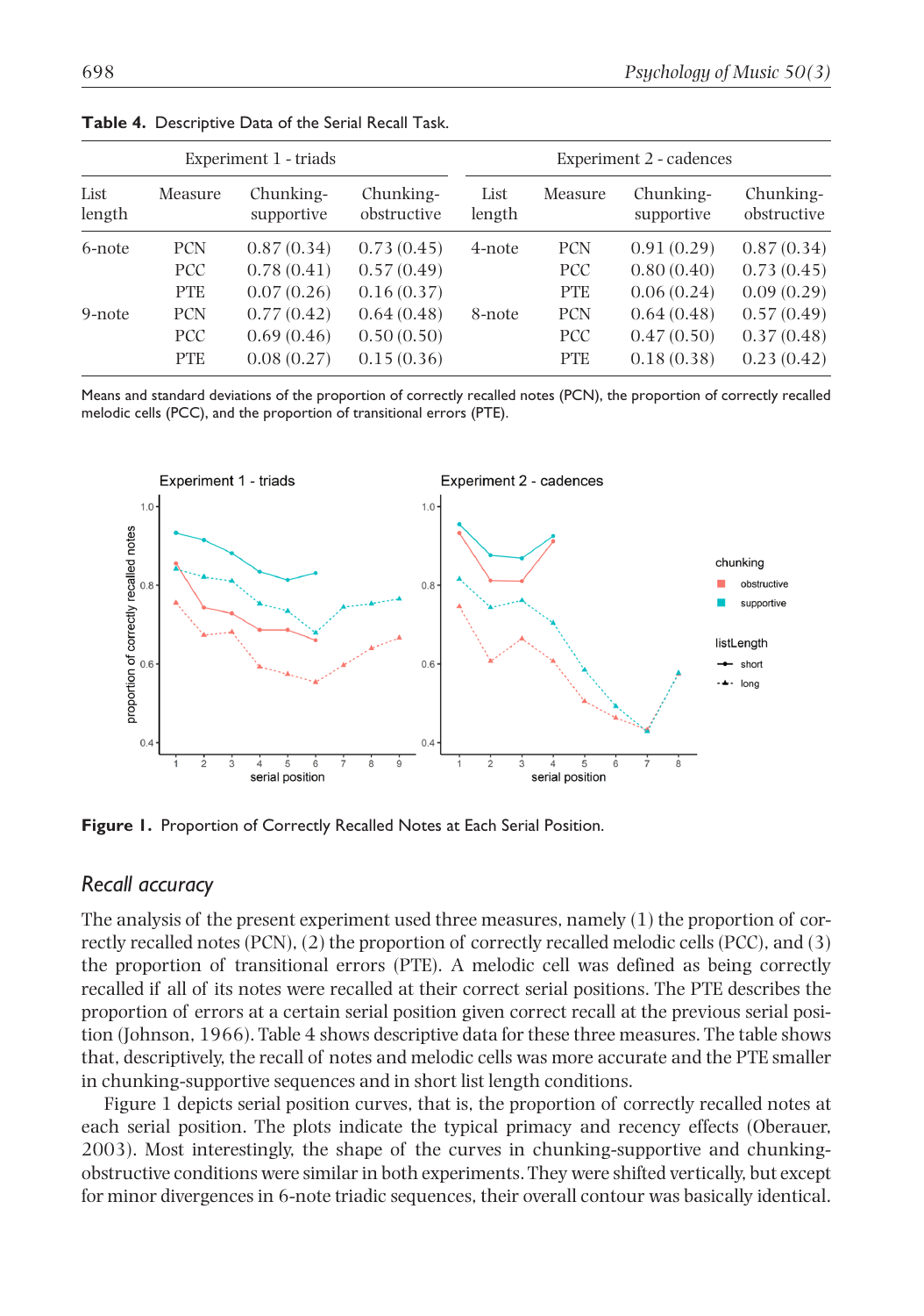**Table 4.** Descriptive Data of the Serial Recall Task.

| Experiment 1 - triads | | | | Experiment 2 - cadences | | | |
|---|---|---|---|---|---|---|---|
| List length | Measure | Chunking-supportive | Chunking-obstructive | List length | Measure | Chunking-supportive | Chunking-obstructive |
| 6-note | PCN | 0.87 (0.34) | 0.73 (0.45) | 4-note | PCN | 0.91 (0.29) | 0.87 (0.34) |
| | PCC | 0.78 (0.41) | 0.57 (0.49) | | PCC | 0.80 (0.40) | 0.73 (0.45) |
| | PTE | 0.07 (0.26) | 0.16 (0.37) | | PTE | 0.06 (0.24) | 0.09 (0.29) |
| 9-note | PCN | 0.77 (0.42) | 0.64 (0.48) | 8-note | PCN | 0.64 (0.48) | 0.57 (0.49) |
| | PCC | 0.69 (0.46) | 0.50 (0.50) | | PCC | 0.47 (0.50) | 0.37 (0.48) |
| | PTE | 0.08 (0.27) | 0.15 (0.36) | | PTE | 0.18 (0.38) | 0.23 (0.42) |

Means and standard deviations of the proportion of correctly recalled notes (PCN), the proportion of correctly recalled melodic cells (PCC), and the proportion of transitional errors (PTE).

**Figure 1.** Proportion of Correctly Recalled Notes at Each Serial Position.

## *Recall accuracy*

The analysis of the present experiment used three measures, namely (1) the proportion of correctly recalled notes (PCN), (2) the proportion of correctly recalled melodic cells (PCC), and (3) the proportion of transitional errors (PTE). A melodic cell was defined as being correctly recalled if all of its notes were recalled at their correct serial positions. The PTE describes the proportion of errors at a certain serial position given correct recall at the previous serial position (Johnson, 1966). Table 4 shows descriptive data for these three measures. The table shows that, descriptively, the recall of notes and melodic cells was more accurate and the PTE smaller in chunking-supportive sequences and in short list length conditions.

Figure 1 depicts serial position curves, that is, the proportion of correctly recalled notes at each serial position. The plots indicate the typical primacy and recency effects (Oberauer, 2003). Most interestingly, the shape of the curves in chunking-supportive and chunking-obstructive conditions were similar in both experiments. They were shifted vertically, but except for minor divergences in 6-note triadic sequences, their overall contour was basically identical.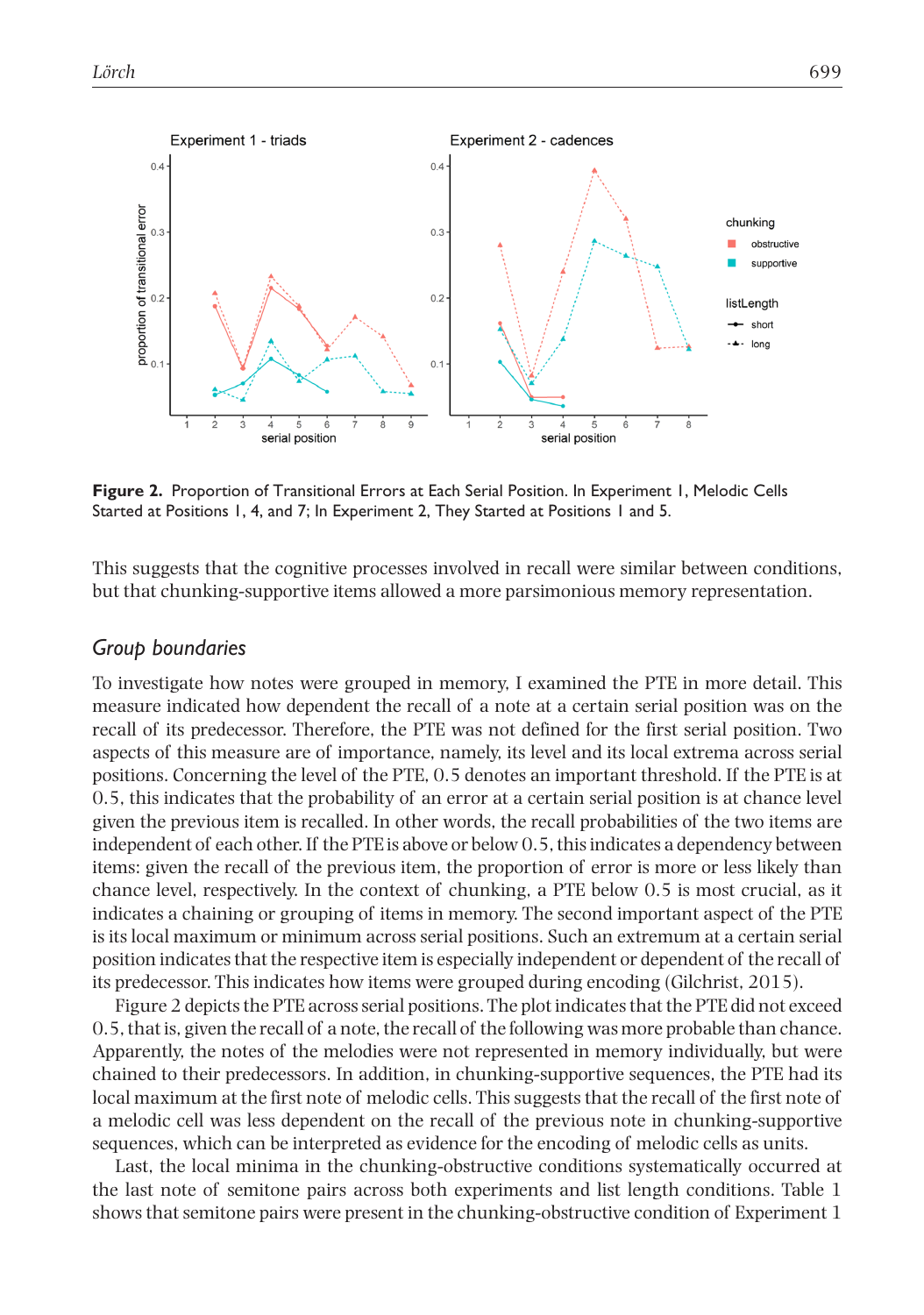**Figure 2.** Proportion of Transitional Errors at Each Serial Position. In Experiment 1, Melodic Cells Started at Positions 1, 4, and 7; In Experiment 2, They Started at Positions 1 and 5.

This suggests that the cognitive processes involved in recall were similar between conditions, but that chunking-supportive items allowed a more parsimonious memory representation.

## *Group boundaries*

To investigate how notes were grouped in memory, I examined the PTE in more detail. This measure indicated how dependent the recall of a note at a certain serial position was on the recall of its predecessor. Therefore, the PTE was not defined for the first serial position. Two aspects of this measure are of importance, namely, its level and its local extrema across serial positions. Concerning the level of the PTE, 0.5 denotes an important threshold. If the PTE is at 0.5, this indicates that the probability of an error at a certain serial position is at chance level given the previous item is recalled. In other words, the recall probabilities of the two items are independent of each other. If the PTE is above or below 0.5, this indicates a dependency between items: given the recall of the previous item, the proportion of error is more or less likely than chance level, respectively. In the context of chunking, a PTE below 0.5 is most crucial, as it indicates a chaining or grouping of items in memory. The second important aspect of the PTE is its local maximum or minimum across serial positions. Such an extremum at a certain serial position indicates that the respective item is especially independent or dependent of the recall of its predecessor. This indicates how items were grouped during encoding (Gilchrist, 2015).

Figure 2 depicts the PTE across serial positions. The plot indicates that the PTE did not exceed 0.5, that is, given the recall of a note, the recall of the following was more probable than chance. Apparently, the notes of the melodies were not represented in memory individually, but were chained to their predecessors. In addition, in chunking-supportive sequences, the PTE had its local maximum at the first note of melodic cells. This suggests that the recall of the first note of a melodic cell was less dependent on the recall of the previous note in chunking-supportive sequences, which can be interpreted as evidence for the encoding of melodic cells as units.

Last, the local minima in the chunking-obstructive conditions systematically occurred at the last note of semitone pairs across both experiments and list length conditions. Table 1 shows that semitone pairs were present in the chunking-obstructive condition of Experiment 1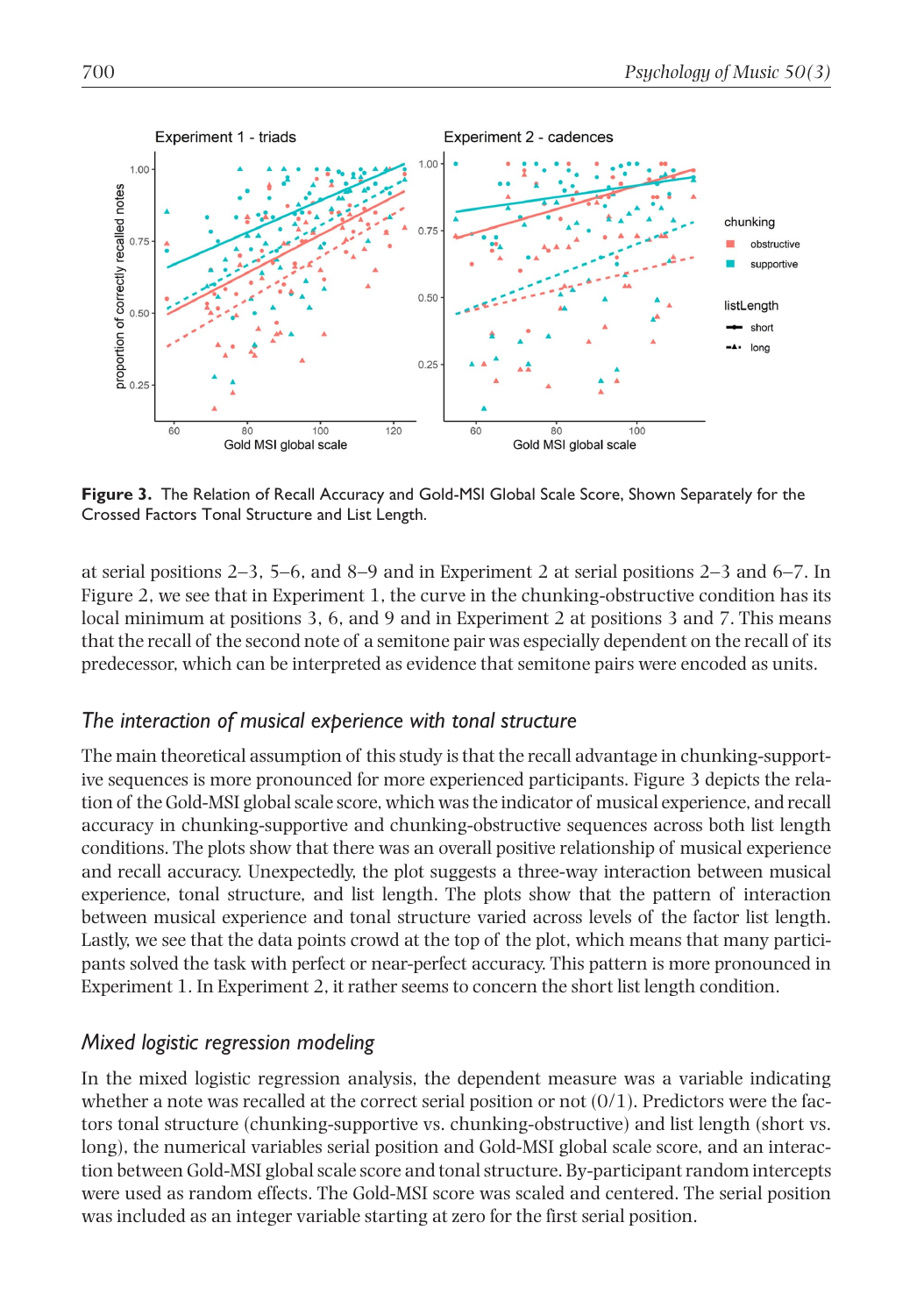**Figure 3.** The Relation of Recall Accuracy and Gold-MSI Global Scale Score, Shown Separately for the Crossed Factors Tonal Structure and List Length.

at serial positions 2–3, 5–6, and 8–9 and in Experiment 2 at serial positions 2–3 and 6–7. In Figure 2, we see that in Experiment 1, the curve in the chunking-obstructive condition has its local minimum at positions 3, 6, and 9 and in Experiment 2 at positions 3 and 7. This means that the recall of the second note of a semitone pair was especially dependent on the recall of its predecessor, which can be interpreted as evidence that semitone pairs were encoded as units.

## *The interaction of musical experience with tonal structure*

The main theoretical assumption of this study is that the recall advantage in chunking-supportive sequences is more pronounced for more experienced participants. Figure 3 depicts the relation of the Gold-MSI global scale score, which was the indicator of musical experience, and recall accuracy in chunking-supportive and chunking-obstructive sequences across both list length conditions. The plots show that there was an overall positive relationship of musical experience and recall accuracy. Unexpectedly, the plot suggests a three-way interaction between musical experience, tonal structure, and list length. The plots show that the pattern of interaction between musical experience and tonal structure varied across levels of the factor list length. Lastly, we see that the data points crowd at the top of the plot, which means that many participants solved the task with perfect or near-perfect accuracy. This pattern is more pronounced in Experiment 1. In Experiment 2, it rather seems to concern the short list length condition.

## *Mixed logistic regression modeling*

In the mixed logistic regression analysis, the dependent measure was a variable indicating whether a note was recalled at the correct serial position or not (0/1). Predictors were the factors tonal structure (chunking-supportive vs. chunking-obstructive) and list length (short vs. long), the numerical variables serial position and Gold-MSI global scale score, and an interaction between Gold-MSI global scale score and tonal structure. By-participant random intercepts were used as random effects. The Gold-MSI score was scaled and centered. The serial position was included as an integer variable starting at zero for the first serial position.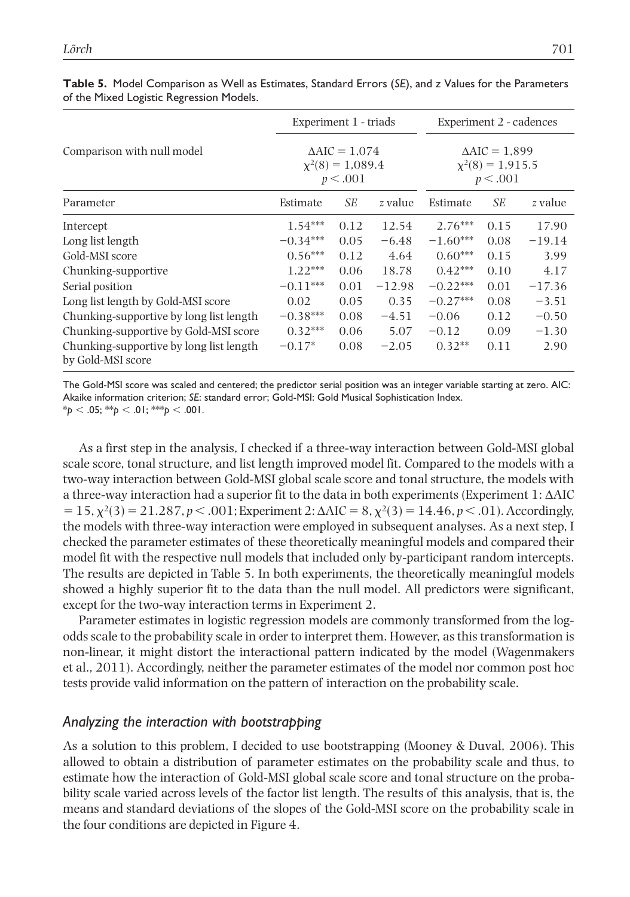**Table 5.** Model Comparison as Well as Estimates, Standard Errors (*SE*), and *z* Values for the Parameters of the Mixed Logistic Regression Models.

| | Experiment 1 - triads | | | Experiment 2 - cadences | | |
|---|---|---|---|---|---|---|
| Comparison with null model | $\Delta$AIC = 1,074<br>$\chi^2(8) = 1{,}089.4$<br>$p < .001$ | | | $\Delta$AIC = 1,899<br>$\chi^2(8) = 1{,}915.5$<br>$p < .001$ | | |
| Parameter | Estimate | *SE* | *z* value | Estimate | *SE* | *z* value |
| Intercept | 1.54*** | 0.12 | 12.54 | 2.76*** | 0.15 | 17.90 |
| Long list length | −0.34*** | 0.05 | −6.48 | −1.60*** | 0.08 | −19.14 |
| Gold-MSI score | 0.56*** | 0.12 | 4.64 | 0.60*** | 0.15 | 3.99 |
| Chunking-supportive | 1.22*** | 0.06 | 18.78 | 0.42*** | 0.10 | 4.17 |
| Serial position | −0.11*** | 0.01 | −12.98 | −0.22*** | 0.01 | −17.36 |
| Long list length by Gold-MSI score | 0.02 | 0.05 | 0.35 | −0.27*** | 0.08 | −3.51 |
| Chunking-supportive by long list length | −0.38*** | 0.08 | −4.51 | −0.06 | 0.12 | −0.50 |
| Chunking-supportive by Gold-MSI score | 0.32*** | 0.06 | 5.07 | −0.12 | 0.09 | −1.30 |
| Chunking-supportive by long list length by Gold-MSI score | −0.17* | 0.08 | −2.05 | 0.32** | 0.11 | 2.90 |

The Gold-MSI score was scaled and centered; the predictor serial position was an integer variable starting at zero. AIC: Akaike information criterion; *SE*: standard error; Gold-MSI: Gold Musical Sophistication Index.
\**p* < .05; \*\**p* < .01; \*\*\**p* < .001.

As a first step in the analysis, I checked if a three-way interaction between Gold-MSI global scale score, tonal structure, and list length improved model fit. Compared to the models with a two-way interaction between Gold-MSI global scale score and tonal structure, the models with a three-way interaction had a superior fit to the data in both experiments (Experiment 1: $\Delta$AIC $= 15$, $\chi^2(3) = 21.287$, $p < .001$; Experiment 2: $\Delta$AIC $= 8$, $\chi^2(3) = 14.46$, $p < .01$). Accordingly, the models with three-way interaction were employed in subsequent analyses. As a next step, I checked the parameter estimates of these theoretically meaningful models and compared their model fit with the respective null models that included only by-participant random intercepts. The results are depicted in Table 5. In both experiments, the theoretically meaningful models showed a highly superior fit to the data than the null model. All predictors were significant, except for the two-way interaction terms in Experiment 2.

Parameter estimates in logistic regression models are commonly transformed from the log-odds scale to the probability scale in order to interpret them. However, as this transformation is non-linear, it might distort the interactional pattern indicated by the model (Wagenmakers et al., 2011). Accordingly, neither the parameter estimates of the model nor common post hoc tests provide valid information on the pattern of interaction on the probability scale.

### *Analyzing the interaction with bootstrapping*

As a solution to this problem, I decided to use bootstrapping (Mooney & Duval, 2006). This allowed to obtain a distribution of parameter estimates on the probability scale and thus, to estimate how the interaction of Gold-MSI global scale score and tonal structure on the probability scale varied across levels of the factor list length. The results of this analysis, that is, the means and standard deviations of the slopes of the Gold-MSI score on the probability scale in the four conditions are depicted in Figure 4.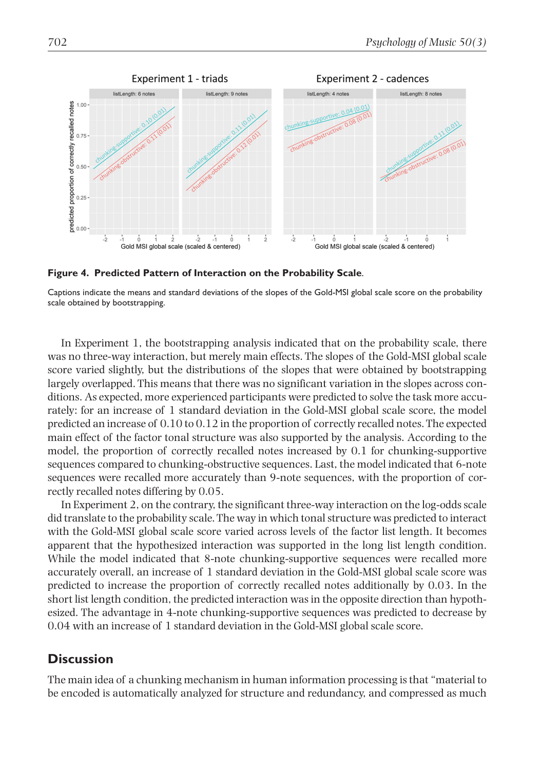**Figure 4. Predicted Pattern of Interaction on the Probability Scale.**

Captions indicate the means and standard deviations of the slopes of the Gold-MSI global scale score on the probability scale obtained by bootstrapping.

In Experiment 1, the bootstrapping analysis indicated that on the probability scale, there was no three-way interaction, but merely main effects. The slopes of the Gold-MSI global scale score varied slightly, but the distributions of the slopes that were obtained by bootstrapping largely overlapped. This means that there was no significant variation in the slopes across conditions. As expected, more experienced participants were predicted to solve the task more accurately: for an increase of 1 standard deviation in the Gold-MSI global scale score, the model predicted an increase of 0.10 to 0.12 in the proportion of correctly recalled notes. The expected main effect of the factor tonal structure was also supported by the analysis. According to the model, the proportion of correctly recalled notes increased by 0.1 for chunking-supportive sequences compared to chunking-obstructive sequences. Last, the model indicated that 6-note sequences were recalled more accurately than 9-note sequences, with the proportion of correctly recalled notes differing by 0.05.

In Experiment 2, on the contrary, the significant three-way interaction on the log-odds scale did translate to the probability scale. The way in which tonal structure was predicted to interact with the Gold-MSI global scale score varied across levels of the factor list length. It becomes apparent that the hypothesized interaction was supported in the long list length condition. While the model indicated that 8-note chunking-supportive sequences were recalled more accurately overall, an increase of 1 standard deviation in the Gold-MSI global scale score was predicted to increase the proportion of correctly recalled notes additionally by 0.03. In the short list length condition, the predicted interaction was in the opposite direction than hypothesized. The advantage in 4-note chunking-supportive sequences was predicted to decrease by 0.04 with an increase of 1 standard deviation in the Gold-MSI global scale score.

## Discussion

The main idea of a chunking mechanism in human information processing is that "material to be encoded is automatically analyzed for structure and redundancy, and compressed as much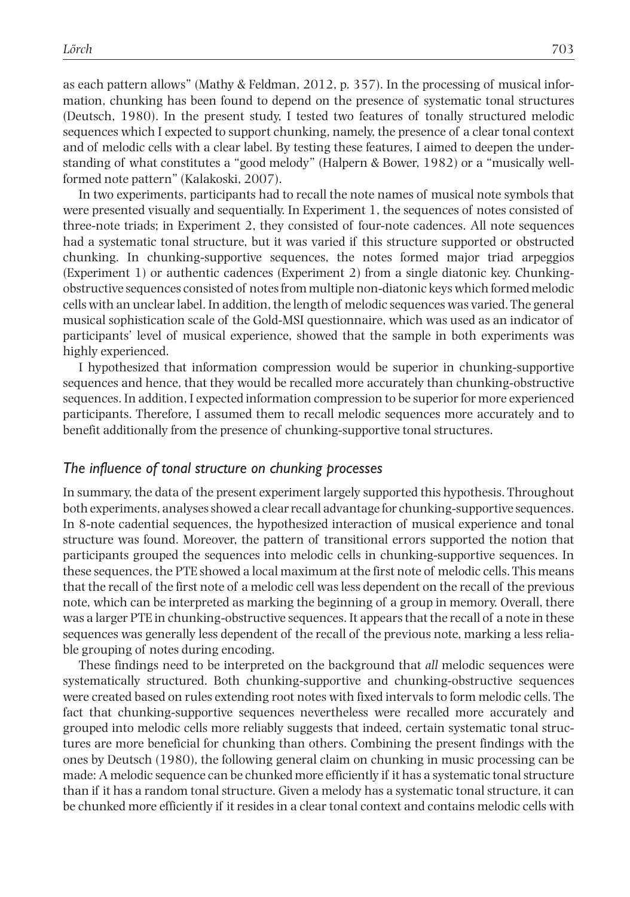as each pattern allows" (Mathy & Feldman, 2012, p. 357). In the processing of musical information, chunking has been found to depend on the presence of systematic tonal structures (Deutsch, 1980). In the present study, I tested two features of tonally structured melodic sequences which I expected to support chunking, namely, the presence of a clear tonal context and of melodic cells with a clear label. By testing these features, I aimed to deepen the understanding of what constitutes a "good melody" (Halpern & Bower, 1982) or a "musically well-formed note pattern" (Kalakoski, 2007).

In two experiments, participants had to recall the note names of musical note symbols that were presented visually and sequentially. In Experiment 1, the sequences of notes consisted of three-note triads; in Experiment 2, they consisted of four-note cadences. All note sequences had a systematic tonal structure, but it was varied if this structure supported or obstructed chunking. In chunking-supportive sequences, the notes formed major triad arpeggios (Experiment 1) or authentic cadences (Experiment 2) from a single diatonic key. Chunking-obstructive sequences consisted of notes from multiple non-diatonic keys which formed melodic cells with an unclear label. In addition, the length of melodic sequences was varied. The general musical sophistication scale of the Gold-MSI questionnaire, which was used as an indicator of participants' level of musical experience, showed that the sample in both experiments was highly experienced.

I hypothesized that information compression would be superior in chunking-supportive sequences and hence, that they would be recalled more accurately than chunking-obstructive sequences. In addition, I expected information compression to be superior for more experienced participants. Therefore, I assumed them to recall melodic sequences more accurately and to benefit additionally from the presence of chunking-supportive tonal structures.

### *The influence of tonal structure on chunking processes*

In summary, the data of the present experiment largely supported this hypothesis. Throughout both experiments, analyses showed a clear recall advantage for chunking-supportive sequences. In 8-note cadential sequences, the hypothesized interaction of musical experience and tonal structure was found. Moreover, the pattern of transitional errors supported the notion that participants grouped the sequences into melodic cells in chunking-supportive sequences. In these sequences, the PTE showed a local maximum at the first note of melodic cells. This means that the recall of the first note of a melodic cell was less dependent on the recall of the previous note, which can be interpreted as marking the beginning of a group in memory. Overall, there was a larger PTE in chunking-obstructive sequences. It appears that the recall of a note in these sequences was generally less dependent of the recall of the previous note, marking a less reliable grouping of notes during encoding.

These findings need to be interpreted on the background that *all* melodic sequences were systematically structured. Both chunking-supportive and chunking-obstructive sequences were created based on rules extending root notes with fixed intervals to form melodic cells. The fact that chunking-supportive sequences nevertheless were recalled more accurately and grouped into melodic cells more reliably suggests that indeed, certain systematic tonal structures are more beneficial for chunking than others. Combining the present findings with the ones by Deutsch (1980), the following general claim on chunking in music processing can be made: A melodic sequence can be chunked more efficiently if it has a systematic tonal structure than if it has a random tonal structure. Given a melody has a systematic tonal structure, it can be chunked more efficiently if it resides in a clear tonal context and contains melodic cells with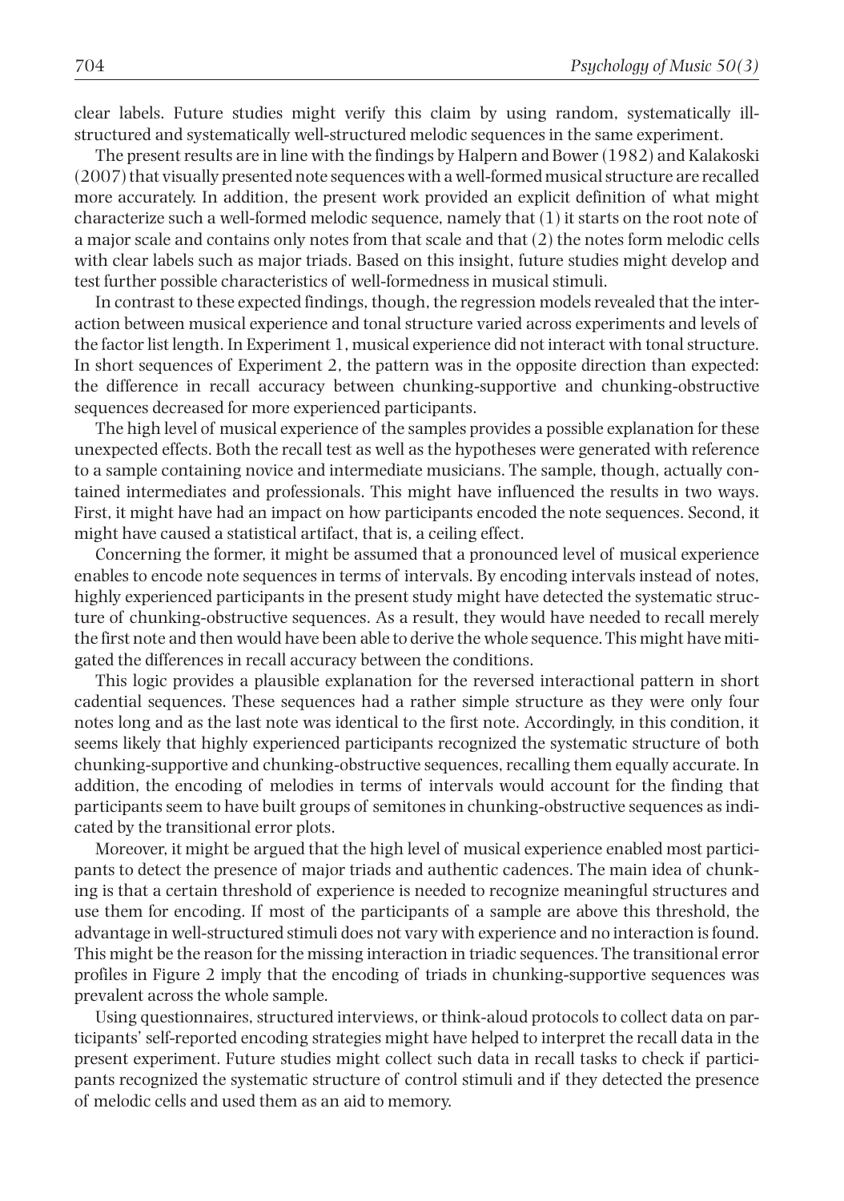clear labels. Future studies might verify this claim by using random, systematically ill-structured and systematically well-structured melodic sequences in the same experiment.

The present results are in line with the findings by Halpern and Bower (1982) and Kalakoski (2007) that visually presented note sequences with a well-formed musical structure are recalled more accurately. In addition, the present work provided an explicit definition of what might characterize such a well-formed melodic sequence, namely that (1) it starts on the root note of a major scale and contains only notes from that scale and that (2) the notes form melodic cells with clear labels such as major triads. Based on this insight, future studies might develop and test further possible characteristics of well-formedness in musical stimuli.

In contrast to these expected findings, though, the regression models revealed that the interaction between musical experience and tonal structure varied across experiments and levels of the factor list length. In Experiment 1, musical experience did not interact with tonal structure. In short sequences of Experiment 2, the pattern was in the opposite direction than expected: the difference in recall accuracy between chunking-supportive and chunking-obstructive sequences decreased for more experienced participants.

The high level of musical experience of the samples provides a possible explanation for these unexpected effects. Both the recall test as well as the hypotheses were generated with reference to a sample containing novice and intermediate musicians. The sample, though, actually contained intermediates and professionals. This might have influenced the results in two ways. First, it might have had an impact on how participants encoded the note sequences. Second, it might have caused a statistical artifact, that is, a ceiling effect.

Concerning the former, it might be assumed that a pronounced level of musical experience enables to encode note sequences in terms of intervals. By encoding intervals instead of notes, highly experienced participants in the present study might have detected the systematic structure of chunking-obstructive sequences. As a result, they would have needed to recall merely the first note and then would have been able to derive the whole sequence. This might have mitigated the differences in recall accuracy between the conditions.

This logic provides a plausible explanation for the reversed interactional pattern in short cadential sequences. These sequences had a rather simple structure as they were only four notes long and as the last note was identical to the first note. Accordingly, in this condition, it seems likely that highly experienced participants recognized the systematic structure of both chunking-supportive and chunking-obstructive sequences, recalling them equally accurate. In addition, the encoding of melodies in terms of intervals would account for the finding that participants seem to have built groups of semitones in chunking-obstructive sequences as indicated by the transitional error plots.

Moreover, it might be argued that the high level of musical experience enabled most participants to detect the presence of major triads and authentic cadences. The main idea of chunking is that a certain threshold of experience is needed to recognize meaningful structures and use them for encoding. If most of the participants of a sample are above this threshold, the advantage in well-structured stimuli does not vary with experience and no interaction is found. This might be the reason for the missing interaction in triadic sequences. The transitional error profiles in Figure 2 imply that the encoding of triads in chunking-supportive sequences was prevalent across the whole sample.

Using questionnaires, structured interviews, or think-aloud protocols to collect data on participants' self-reported encoding strategies might have helped to interpret the recall data in the present experiment. Future studies might collect such data in recall tasks to check if participants recognized the systematic structure of control stimuli and if they detected the presence of melodic cells and used them as an aid to memory.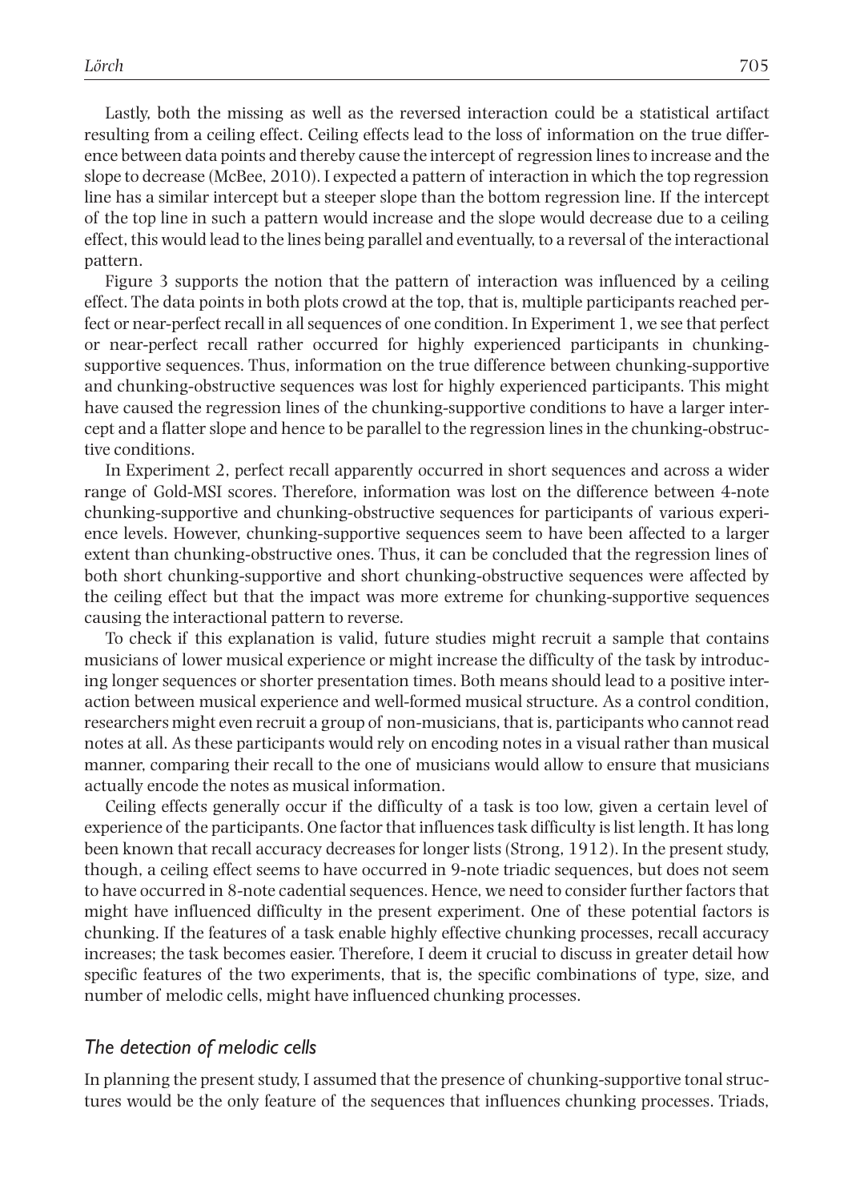Lastly, both the missing as well as the reversed interaction could be a statistical artifact resulting from a ceiling effect. Ceiling effects lead to the loss of information on the true difference between data points and thereby cause the intercept of regression lines to increase and the slope to decrease (McBee, 2010). I expected a pattern of interaction in which the top regression line has a similar intercept but a steeper slope than the bottom regression line. If the intercept of the top line in such a pattern would increase and the slope would decrease due to a ceiling effect, this would lead to the lines being parallel and eventually, to a reversal of the interactional pattern.

Figure 3 supports the notion that the pattern of interaction was influenced by a ceiling effect. The data points in both plots crowd at the top, that is, multiple participants reached perfect or near-perfect recall in all sequences of one condition. In Experiment 1, we see that perfect or near-perfect recall rather occurred for highly experienced participants in chunking-supportive sequences. Thus, information on the true difference between chunking-supportive and chunking-obstructive sequences was lost for highly experienced participants. This might have caused the regression lines of the chunking-supportive conditions to have a larger intercept and a flatter slope and hence to be parallel to the regression lines in the chunking-obstructive conditions.

In Experiment 2, perfect recall apparently occurred in short sequences and across a wider range of Gold-MSI scores. Therefore, information was lost on the difference between 4-note chunking-supportive and chunking-obstructive sequences for participants of various experience levels. However, chunking-supportive sequences seem to have been affected to a larger extent than chunking-obstructive ones. Thus, it can be concluded that the regression lines of both short chunking-supportive and short chunking-obstructive sequences were affected by the ceiling effect but that the impact was more extreme for chunking-supportive sequences causing the interactional pattern to reverse.

To check if this explanation is valid, future studies might recruit a sample that contains musicians of lower musical experience or might increase the difficulty of the task by introducing longer sequences or shorter presentation times. Both means should lead to a positive interaction between musical experience and well-formed musical structure. As a control condition, researchers might even recruit a group of non-musicians, that is, participants who cannot read notes at all. As these participants would rely on encoding notes in a visual rather than musical manner, comparing their recall to the one of musicians would allow to ensure that musicians actually encode the notes as musical information.

Ceiling effects generally occur if the difficulty of a task is too low, given a certain level of experience of the participants. One factor that influences task difficulty is list length. It has long been known that recall accuracy decreases for longer lists (Strong, 1912). In the present study, though, a ceiling effect seems to have occurred in 9-note triadic sequences, but does not seem to have occurred in 8-note cadential sequences. Hence, we need to consider further factors that might have influenced difficulty in the present experiment. One of these potential factors is chunking. If the features of a task enable highly effective chunking processes, recall accuracy increases; the task becomes easier. Therefore, I deem it crucial to discuss in greater detail how specific features of the two experiments, that is, the specific combinations of type, size, and number of melodic cells, might have influenced chunking processes.

### *The detection of melodic cells*

In planning the present study, I assumed that the presence of chunking-supportive tonal structures would be the only feature of the sequences that influences chunking processes. Triads,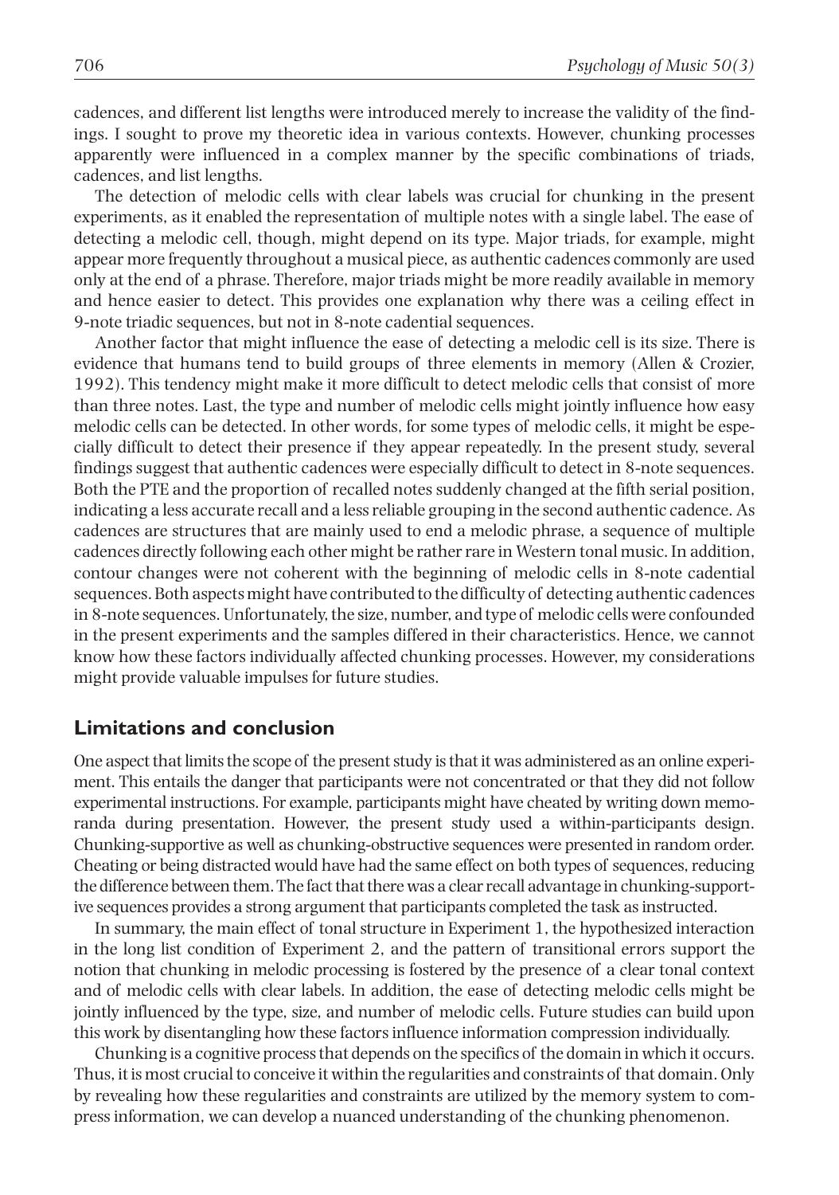cadences, and different list lengths were introduced merely to increase the validity of the findings. I sought to prove my theoretic idea in various contexts. However, chunking processes apparently were influenced in a complex manner by the specific combinations of triads, cadences, and list lengths.

The detection of melodic cells with clear labels was crucial for chunking in the present experiments, as it enabled the representation of multiple notes with a single label. The ease of detecting a melodic cell, though, might depend on its type. Major triads, for example, might appear more frequently throughout a musical piece, as authentic cadences commonly are used only at the end of a phrase. Therefore, major triads might be more readily available in memory and hence easier to detect. This provides one explanation why there was a ceiling effect in 9-note triadic sequences, but not in 8-note cadential sequences.

Another factor that might influence the ease of detecting a melodic cell is its size. There is evidence that humans tend to build groups of three elements in memory (Allen & Crozier, 1992). This tendency might make it more difficult to detect melodic cells that consist of more than three notes. Last, the type and number of melodic cells might jointly influence how easy melodic cells can be detected. In other words, for some types of melodic cells, it might be especially difficult to detect their presence if they appear repeatedly. In the present study, several findings suggest that authentic cadences were especially difficult to detect in 8-note sequences. Both the PTE and the proportion of recalled notes suddenly changed at the fifth serial position, indicating a less accurate recall and a less reliable grouping in the second authentic cadence. As cadences are structures that are mainly used to end a melodic phrase, a sequence of multiple cadences directly following each other might be rather rare in Western tonal music. In addition, contour changes were not coherent with the beginning of melodic cells in 8-note cadential sequences. Both aspects might have contributed to the difficulty of detecting authentic cadences in 8-note sequences. Unfortunately, the size, number, and type of melodic cells were confounded in the present experiments and the samples differed in their characteristics. Hence, we cannot know how these factors individually affected chunking processes. However, my considerations might provide valuable impulses for future studies.

## Limitations and conclusion

One aspect that limits the scope of the present study is that it was administered as an online experiment. This entails the danger that participants were not concentrated or that they did not follow experimental instructions. For example, participants might have cheated by writing down memoranda during presentation. However, the present study used a within-participants design. Chunking-supportive as well as chunking-obstructive sequences were presented in random order. Cheating or being distracted would have had the same effect on both types of sequences, reducing the difference between them. The fact that there was a clear recall advantage in chunking-supportive sequences provides a strong argument that participants completed the task as instructed.

In summary, the main effect of tonal structure in Experiment 1, the hypothesized interaction in the long list condition of Experiment 2, and the pattern of transitional errors support the notion that chunking in melodic processing is fostered by the presence of a clear tonal context and of melodic cells with clear labels. In addition, the ease of detecting melodic cells might be jointly influenced by the type, size, and number of melodic cells. Future studies can build upon this work by disentangling how these factors influence information compression individually.

Chunking is a cognitive process that depends on the specifics of the domain in which it occurs. Thus, it is most crucial to conceive it within the regularities and constraints of that domain. Only by revealing how these regularities and constraints are utilized by the memory system to compress information, we can develop a nuanced understanding of the chunking phenomenon.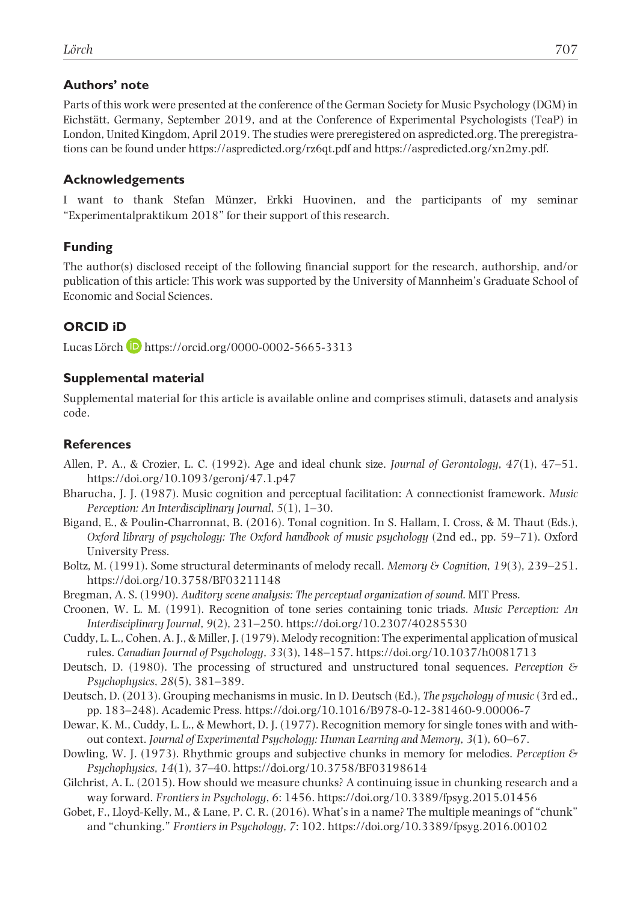## Authors' note

Parts of this work were presented at the conference of the German Society for Music Psychology (DGM) in Eichstätt, Germany, September 2019, and at the Conference of Experimental Psychologists (TeaP) in London, United Kingdom, April 2019. The studies were preregistered on aspredicted.org. The preregistrations can be found under https://aspredicted.org/rz6qt.pdf and https://aspredicted.org/xn2my.pdf.

## Acknowledgements

I want to thank Stefan Münzer, Erkki Huovinen, and the participants of my seminar "Experimentalpraktikum 2018" for their support of this research.

## Funding

The author(s) disclosed receipt of the following financial support for the research, authorship, and/or publication of this article: This work was supported by the University of Mannheim's Graduate School of Economic and Social Sciences.

## ORCID iD

Lucas Lörch https://orcid.org/0000-0002-5665-3313

## Supplemental material

Supplemental material for this article is available online and comprises stimuli, datasets and analysis code.

## References

Allen, P. A., & Crozier, L. C. (1992). Age and ideal chunk size. *Journal of Gerontology*, *47*(1), 47–51. https://doi.org/10.1093/geronj/47.1.p47

Bharucha, J. J. (1987). Music cognition and perceptual facilitation: A connectionist framework. *Music Perception: An Interdisciplinary Journal*, *5*(1), 1–30.

Bigand, E., & Poulin-Charronnat, B. (2016). Tonal cognition. In S. Hallam, I. Cross, & M. Thaut (Eds.), *Oxford library of psychology: The Oxford handbook of music psychology* (2nd ed., pp. 59–71). Oxford University Press.

Boltz, M. (1991). Some structural determinants of melody recall. *Memory & Cognition*, *19*(3), 239–251. https://doi.org/10.3758/BF03211148

Bregman, A. S. (1990). *Auditory scene analysis: The perceptual organization of sound*. MIT Press.

Croonen, W. L. M. (1991). Recognition of tone series containing tonic triads. *Music Perception: An Interdisciplinary Journal*, *9*(2), 231–250. https://doi.org/10.2307/40285530

Cuddy, L. L., Cohen, A. J., & Miller, J. (1979). Melody recognition: The experimental application of musical rules. *Canadian Journal of Psychology*, *33*(3), 148–157. https://doi.org/10.1037/h0081713

Deutsch, D. (1980). The processing of structured and unstructured tonal sequences. *Perception & Psychophysics*, *28*(5), 381–389.

Deutsch, D. (2013). Grouping mechanisms in music. In D. Deutsch (Ed.), *The psychology of music* (3rd ed., pp. 183–248). Academic Press. https://doi.org/10.1016/B978-0-12-381460-9.00006-7

Dewar, K. M., Cuddy, L. L., & Mewhort, D. J. (1977). Recognition memory for single tones with and without context. *Journal of Experimental Psychology: Human Learning and Memory*, *3*(1), 60–67.

Dowling, W. J. (1973). Rhythmic groups and subjective chunks in memory for melodies. *Perception & Psychophysics*, *14*(1), 37–40. https://doi.org/10.3758/BF03198614

Gilchrist, A. L. (2015). How should we measure chunks? A continuing issue in chunking research and a way forward. *Frontiers in Psychology*, *6*: 1456. https://doi.org/10.3389/fpsyg.2015.01456

Gobet, F., Lloyd-Kelly, M., & Lane, P. C. R. (2016). What's in a name? The multiple meanings of "chunk" and "chunking." *Frontiers in Psychology*, *7*: 102. https://doi.org/10.3389/fpsyg.2016.00102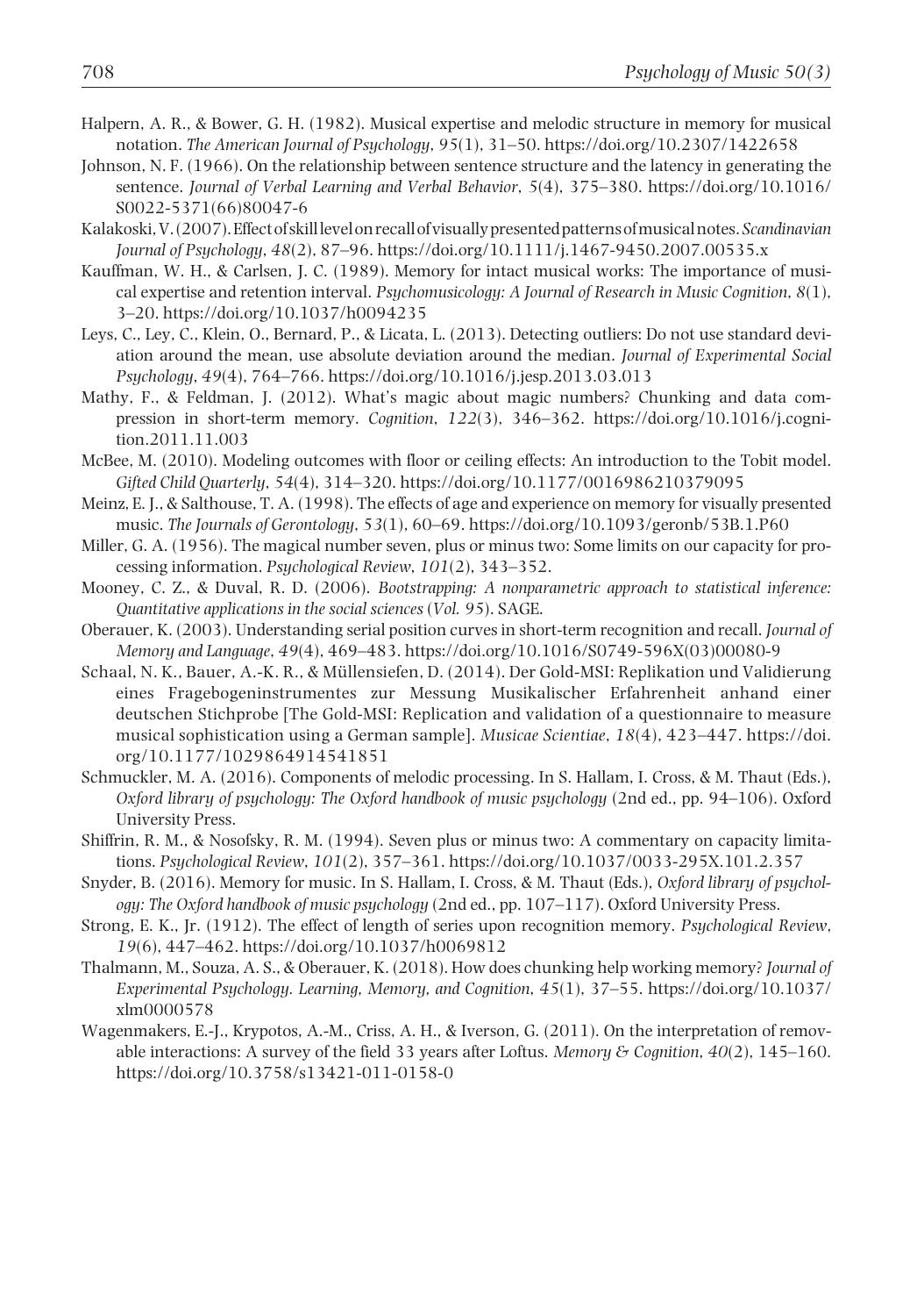Halpern, A. R., & Bower, G. H. (1982). Musical expertise and melodic structure in memory for musical notation. *The American Journal of Psychology*, *95*(1), 31–50. https://doi.org/10.2307/1422658

Johnson, N. F. (1966). On the relationship between sentence structure and the latency in generating the sentence. *Journal of Verbal Learning and Verbal Behavior*, *5*(4), 375–380. https://doi.org/10.1016/S0022-5371(66)80047-6

Kalakoski, V. (2007). Effect of skill level on recall of visually presented patterns of musical notes. *Scandinavian Journal of Psychology*, *48*(2), 87–96. https://doi.org/10.1111/j.1467-9450.2007.00535.x

Kauffman, W. H., & Carlsen, J. C. (1989). Memory for intact musical works: The importance of musical expertise and retention interval. *Psychomusicology: A Journal of Research in Music Cognition*, *8*(1), 3–20. https://doi.org/10.1037/h0094235

Leys, C., Ley, C., Klein, O., Bernard, P., & Licata, L. (2013). Detecting outliers: Do not use standard deviation around the mean, use absolute deviation around the median. *Journal of Experimental Social Psychology*, *49*(4), 764–766. https://doi.org/10.1016/j.jesp.2013.03.013

Mathy, F., & Feldman, J. (2012). What's magic about magic numbers? Chunking and data compression in short-term memory. *Cognition*, *122*(3), 346–362. https://doi.org/10.1016/j.cognition.2011.11.003

McBee, M. (2010). Modeling outcomes with floor or ceiling effects: An introduction to the Tobit model. *Gifted Child Quarterly*, *54*(4), 314–320. https://doi.org/10.1177/0016986210379095

Meinz, E. J., & Salthouse, T. A. (1998). The effects of age and experience on memory for visually presented music. *The Journals of Gerontology*, *53*(1), 60–69. https://doi.org/10.1093/geronb/53B.1.P60

Miller, G. A. (1956). The magical number seven, plus or minus two: Some limits on our capacity for processing information. *Psychological Review*, *101*(2), 343–352.

Mooney, C. Z., & Duval, R. D. (2006). *Bootstrapping: A nonparametric approach to statistical inference: Quantitative applications in the social sciences* (*Vol. 95*). SAGE.

Oberauer, K. (2003). Understanding serial position curves in short-term recognition and recall. *Journal of Memory and Language*, *49*(4), 469–483. https://doi.org/10.1016/S0749-596X(03)00080-9

Schaal, N. K., Bauer, A.-K. R., & Müllensiefen, D. (2014). Der Gold-MSI: Replikation und Validierung eines Fragebogeninstrumentes zur Messung Musikalischer Erfahrenheit anhand einer deutschen Stichprobe [The Gold-MSI: Replication and validation of a questionnaire to measure musical sophistication using a German sample]. *Musicae Scientiae*, *18*(4), 423–447. https://doi.org/10.1177/1029864914541851

Schmuckler, M. A. (2016). Components of melodic processing. In S. Hallam, I. Cross, & M. Thaut (Eds.), *Oxford library of psychology: The Oxford handbook of music psychology* (2nd ed., pp. 94–106). Oxford University Press.

Shiffrin, R. M., & Nosofsky, R. M. (1994). Seven plus or minus two: A commentary on capacity limitations. *Psychological Review*, *101*(2), 357–361. https://doi.org/10.1037/0033-295X.101.2.357

Snyder, B. (2016). Memory for music. In S. Hallam, I. Cross, & M. Thaut (Eds.), *Oxford library of psychology: The Oxford handbook of music psychology* (2nd ed., pp. 107–117). Oxford University Press.

Strong, E. K., Jr. (1912). The effect of length of series upon recognition memory. *Psychological Review*, *19*(6), 447–462. https://doi.org/10.1037/h0069812

Thalmann, M., Souza, A. S., & Oberauer, K. (2018). How does chunking help working memory? *Journal of Experimental Psychology. Learning, Memory, and Cognition*, *45*(1), 37–55. https://doi.org/10.1037/xlm0000578

Wagenmakers, E.-J., Krypotos, A.-M., Criss, A. H., & Iverson, G. (2011). On the interpretation of removable interactions: A survey of the field 33 years after Loftus. *Memory & Cognition*, *40*(2), 145–160. https://doi.org/10.3758/s13421-011-0158-0